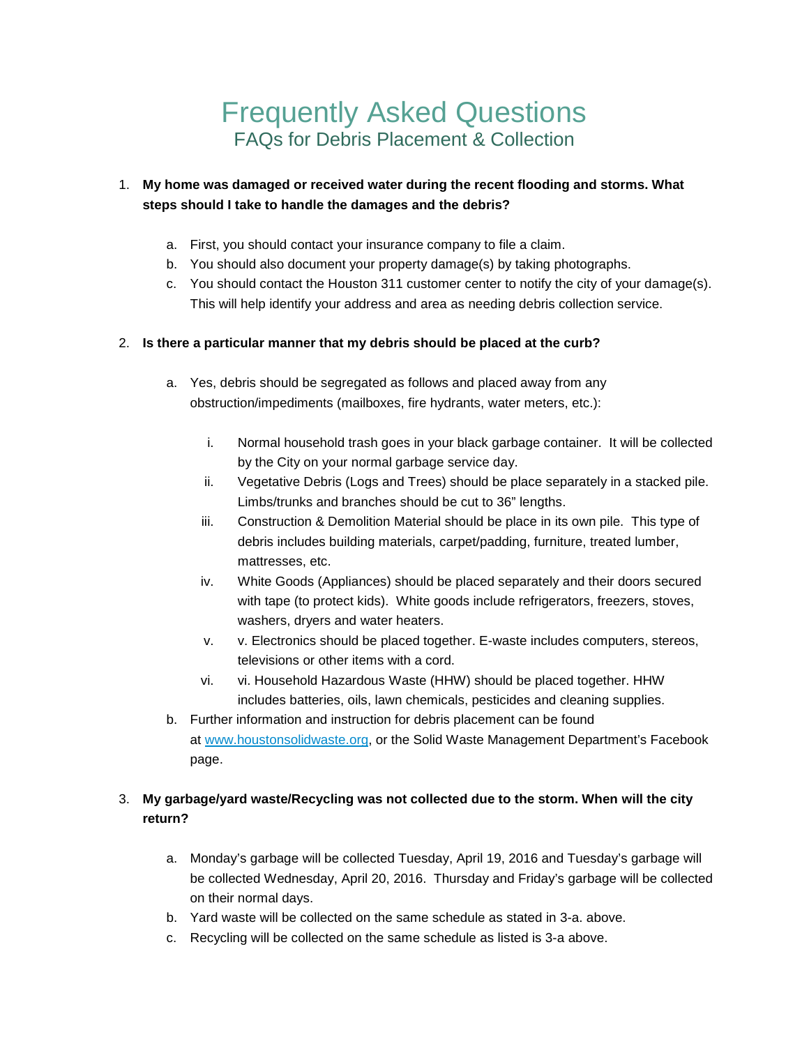# Frequently Asked Questions

## FAQs for Debris Placement & Collection

1. **My home was damaged or received water during the recent flooding and storms. What steps should I take to handle the damages and the debris?**

   a. First, you should contact your insurance company to file a claim.
   b. You should also document your property damage(s) by taking photographs.
   c. You should contact the Houston 311 customer center to notify the city of your damage(s). This will help identify your address and area as needing debris collection service.

2. **Is there a particular manner that my debris should be placed at the curb?**

   a. Yes, debris should be segregated as follows and placed away from any obstruction/impediments (mailboxes, fire hydrants, water meters, etc.):

      i. Normal household trash goes in your black garbage container. It will be collected by the City on your normal garbage service day.
      ii. Vegetative Debris (Logs and Trees) should be place separately in a stacked pile. Limbs/trunks and branches should be cut to 36" lengths.
      iii. Construction & Demolition Material should be place in its own pile. This type of debris includes building materials, carpet/padding, furniture, treated lumber, mattresses, etc.
      iv. White Goods (Appliances) should be placed separately and their doors secured with tape (to protect kids). White goods include refrigerators, freezers, stoves, washers, dryers and water heaters.
      v. v. Electronics should be placed together. E-waste includes computers, stereos, televisions or other items with a cord.
      vi. vi. Household Hazardous Waste (HHW) should be placed together. HHW includes batteries, oils, lawn chemicals, pesticides and cleaning supplies.

   b. Further information and instruction for debris placement can be found at [www.houstonsolidwaste.org](http://www.houstonsolidwaste.org), or the Solid Waste Management Department's Facebook page.

3. **My garbage/yard waste/Recycling was not collected due to the storm. When will the city return?**

   a. Monday's garbage will be collected Tuesday, April 19, 2016 and Tuesday's garbage will be collected Wednesday, April 20, 2016. Thursday and Friday's garbage will be collected on their normal days.
   b. Yard waste will be collected on the same schedule as stated in 3-a. above.
   c. Recycling will be collected on the same schedule as listed is 3-a above.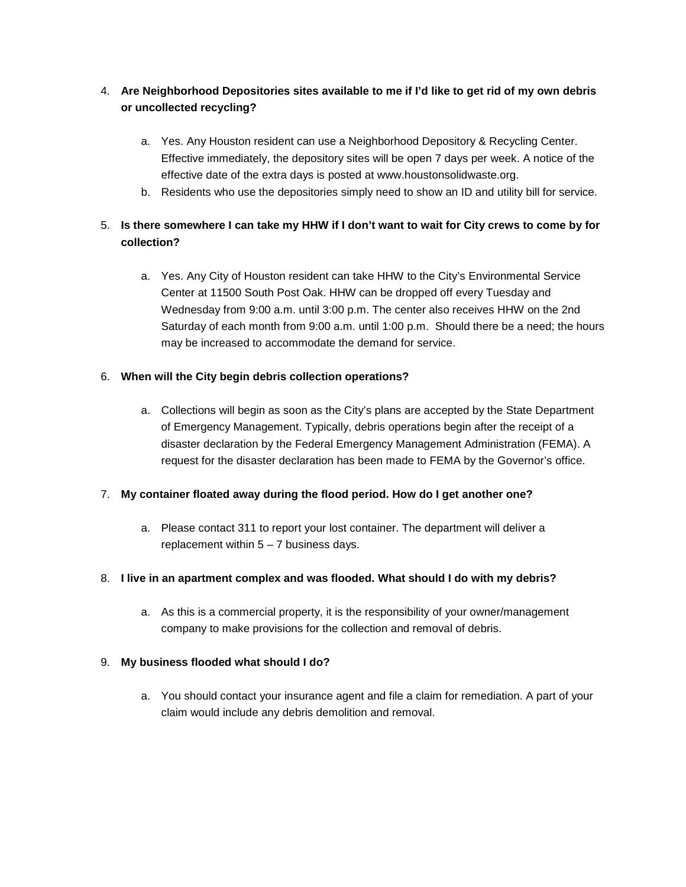4. **Are Neighborhood Depositories sites available to me if I'd like to get rid of my own debris or uncollected recycling?**

    a. Yes. Any Houston resident can use a Neighborhood Depository & Recycling Center. Effective immediately, the depository sites will be open 7 days per week. A notice of the effective date of the extra days is posted at www.houstonsolidwaste.org.

    b. Residents who use the depositories simply need to show an ID and utility bill for service.

5. **Is there somewhere I can take my HHW if I don't want to wait for City crews to come by for collection?**

    a. Yes. Any City of Houston resident can take HHW to the City's Environmental Service Center at 11500 South Post Oak. HHW can be dropped off every Tuesday and Wednesday from 9:00 a.m. until 3:00 p.m. The center also receives HHW on the 2nd Saturday of each month from 9:00 a.m. until 1:00 p.m. Should there be a need; the hours may be increased to accommodate the demand for service.

6. **When will the City begin debris collection operations?**

    a. Collections will begin as soon as the City's plans are accepted by the State Department of Emergency Management. Typically, debris operations begin after the receipt of a disaster declaration by the Federal Emergency Management Administration (FEMA). A request for the disaster declaration has been made to FEMA by the Governor's office.

7. **My container floated away during the flood period. How do I get another one?**

    a. Please contact 311 to report your lost container. The department will deliver a replacement within 5 – 7 business days.

8. **I live in an apartment complex and was flooded. What should I do with my debris?**

    a. As this is a commercial property, it is the responsibility of your owner/management company to make provisions for the collection and removal of debris.

9. **My business flooded what should I do?**

    a. You should contact your insurance agent and file a claim for remediation. A part of your claim would include any debris demolition and removal.